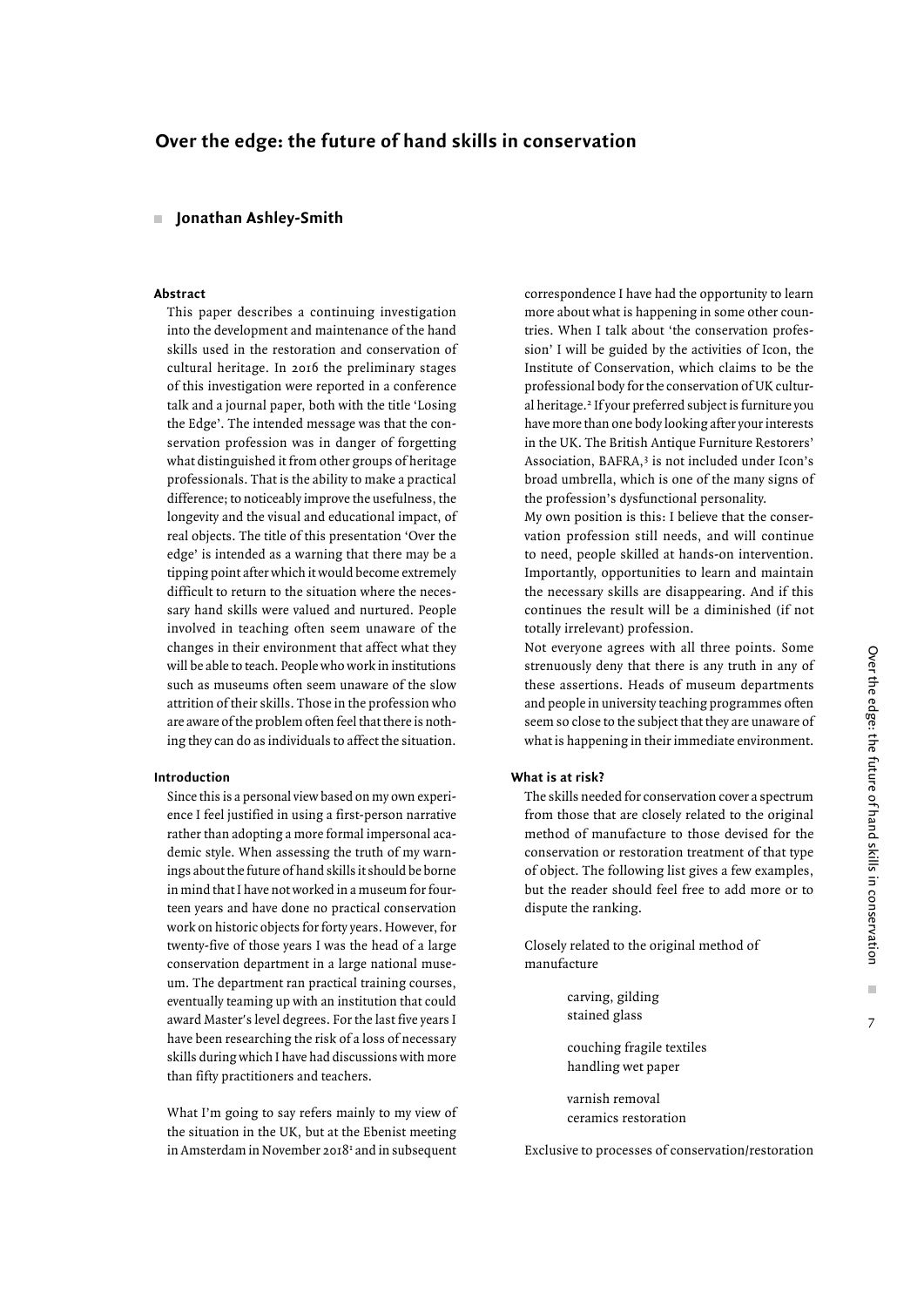# Over the edge: the future of hand skills in conservation

## Jonathan Ashley-Smith

### Abstract

This paper describes a continuing investigation into the development and maintenance of the hand skills used in the restoration and conservation of cultural heritage. In 2016 the preliminary stages of this investigation were reported in a conference talk and a journal paper, both with the title 'Losing the Edge'. The intended message was that the conservation profession was in danger of forgetting what distinguished it from other groups of heritage professionals. That is the ability to make a practical difference; to noticeably improve the usefulness, the longevity and the visual and educational impact, of real objects. The title of this presentation 'Over the edge' is intended as a warning that there may be a tipping point after which it would become extremely difficult to return to the situation where the necessary hand skills were valued and nurtured. People involved in teaching often seem unaware of the changes in their environment that affect what they will be able to teach. People who work in institutions such as museums often seem unaware of the slow attrition of their skills. Those in the profession who are aware of the problem often feel that there is nothing they can do as individuals to affect the situation.

### Introduction

Since this is a personal view based on my own experience I feel justified in using a first-person narrative rather than adopting a more formal impersonal academic style. When assessing the truth of my warnings about the future of hand skills it should be borne in mind that I have not worked in a museum for fourteen years and have done no practical conservation work on historic objects for forty years. However, for twenty-five of those years I was the head of a large conservation department in a large national museum. The department ran practical training courses, eventually teaming up with an institution that could award Master's level degrees. For the last five years I have been researching the risk of a loss of necessary skills during which I have had discussions with more than fifty practitioners and teachers.

What I'm going to say refers mainly to my view of the situation in the UK, but at the Ebenist meeting in Amsterdam in November 2018[1] and in subsequent correspondence I have had the opportunity to learn more about what is happening in some other countries. When I talk about 'the conservation profession' I will be guided by the activities of Icon, the Institute of Conservation, which claims to be the professional body for the conservation of UK cultural heritage.[2] If your preferred subject is furniture you have more than one body looking after your interests in the UK. The British Antique Furniture Restorers' Association, BAFRA,[3] is not included under Icon's broad umbrella, which is one of the many signs of the profession's dysfunctional personality.

My own position is this: I believe that the conservation profession still needs, and will continue to need, people skilled at hands-on intervention. Importantly, opportunities to learn and maintain the necessary skills are disappearing. And if this continues the result will be a diminished (if not totally irrelevant) profession.

Not everyone agrees with all three points. Some strenuously deny that there is any truth in any of these assertions. Heads of museum departments and people in university teaching programmes often seem so close to the subject that they are unaware of what is happening in their immediate environment.

### What is at risk?

The skills needed for conservation cover a spectrum from those that are closely related to the original method of manufacture to those devised for the conservation or restoration treatment of that type of object. The following list gives a few examples, but the reader should feel free to add more or to dispute the ranking.

Closely related to the original method of manufacture

carving, gilding
stained glass

couching fragile textiles
handling wet paper

varnish removal
ceramics restoration

Exclusive to processes of conservation/restoration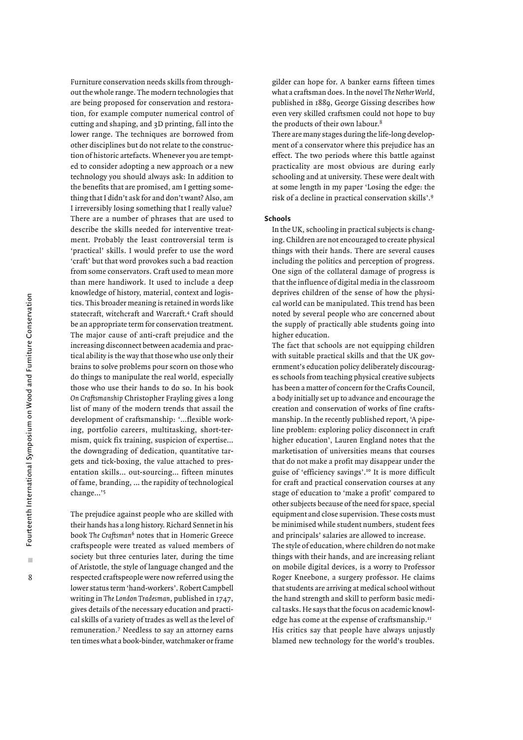Furniture conservation needs skills from throughout the whole range. The modern technologies that are being proposed for conservation and restoration, for example computer numerical control of cutting and shaping, and 3D printing, fall into the lower range. The techniques are borrowed from other disciplines but do not relate to the construction of historic artefacts. Whenever you are tempted to consider adopting a new approach or a new technology you should always ask: In addition to the benefits that are promised, am I getting something that I didn't ask for and don't want? Also, am I irreversibly losing something that I really value?

There are a number of phrases that are used to describe the skills needed for interventive treatment. Probably the least controversial term is 'practical' skills. I would prefer to use the word 'craft' but that word provokes such a bad reaction from some conservators. Craft used to mean more than mere handiwork. It used to include a deep knowledge of history, material, context and logistics. This broader meaning is retained in words like statecraft, witchcraft and Warcraft.[4] Craft should be an appropriate term for conservation treatment. The major cause of anti-craft prejudice and the increasing disconnect between academia and practical ability is the way that those who use only their brains to solve problems pour scorn on those who do things to manipulate the real world, especially those who use their hands to do so. In his book *On Craftsmanship* Christopher Frayling gives a long list of many of the modern trends that assail the development of craftsmanship: '...flexible working, portfolio careers, multitasking, short-termism, quick fix training, suspicion of expertise... the downgrading of dedication, quantitative targets and tick-boxing, the value attached to presentation skills... out-sourcing... fifteen minutes of fame, branding, ... the rapidity of technological change...'[5]

The prejudice against people who are skilled with their hands has a long history. Richard Sennet in his book *The Craftsman*[6] notes that in Homeric Greece craftspeople were treated as valued members of society but three centuries later, during the time of Aristotle, the style of language changed and the respected craftspeople were now referred using the lower status term 'hand-workers'. Robert Campbell writing in *The London Tradesman*, published in 1747, gives details of the necessary education and practical skills of a variety of trades as well as the level of remuneration.[7] Needless to say an attorney earns ten times what a book-binder, watchmaker or frame gilder can hope for. A banker earns fifteen times what a craftsman does. In the novel *The Nether World*, published in 1889, George Gissing describes how even very skilled craftsmen could not hope to buy the products of their own labour.[8]

There are many stages during the life-long development of a conservator where this prejudice has an effect. The two periods where this battle against practicality are most obvious are during early schooling and at university. These were dealt with at some length in my paper 'Losing the edge: the risk of a decline in practical conservation skills'.[9]

## Schools

In the UK, schooling in practical subjects is changing. Children are not encouraged to create physical things with their hands. There are several causes including the politics and perception of progress. One sign of the collateral damage of progress is that the influence of digital media in the classroom deprives children of the sense of how the physical world can be manipulated. This trend has been noted by several people who are concerned about the supply of practically able students going into higher education.

The fact that schools are not equipping children with suitable practical skills and that the UK government's education policy deliberately discourages schools from teaching physical creative subjects has been a matter of concern for the Crafts Council, a body initially set up to advance and encourage the creation and conservation of works of fine craftsmanship. In the recently published report, 'A pipeline problem: exploring policy disconnect in craft higher education', Lauren England notes that the marketisation of universities means that courses that do not make a profit may disappear under the guise of 'efficiency savings'.[10] It is more difficult for craft and practical conservation courses at any stage of education to 'make a profit' compared to other subjects because of the need for space, special equipment and close supervision. These costs must be minimised while student numbers, student fees and principals' salaries are allowed to increase.

The style of education, where children do not make things with their hands, and are increasing reliant on mobile digital devices, is a worry to Professor Roger Kneebone, a surgery professor. He claims that students are arriving at medical school without the hand strength and skill to perform basic medical tasks. He says that the focus on academic knowledge has come at the expense of craftsmanship.[11]

His critics say that people have always unjustly blamed new technology for the world's troubles.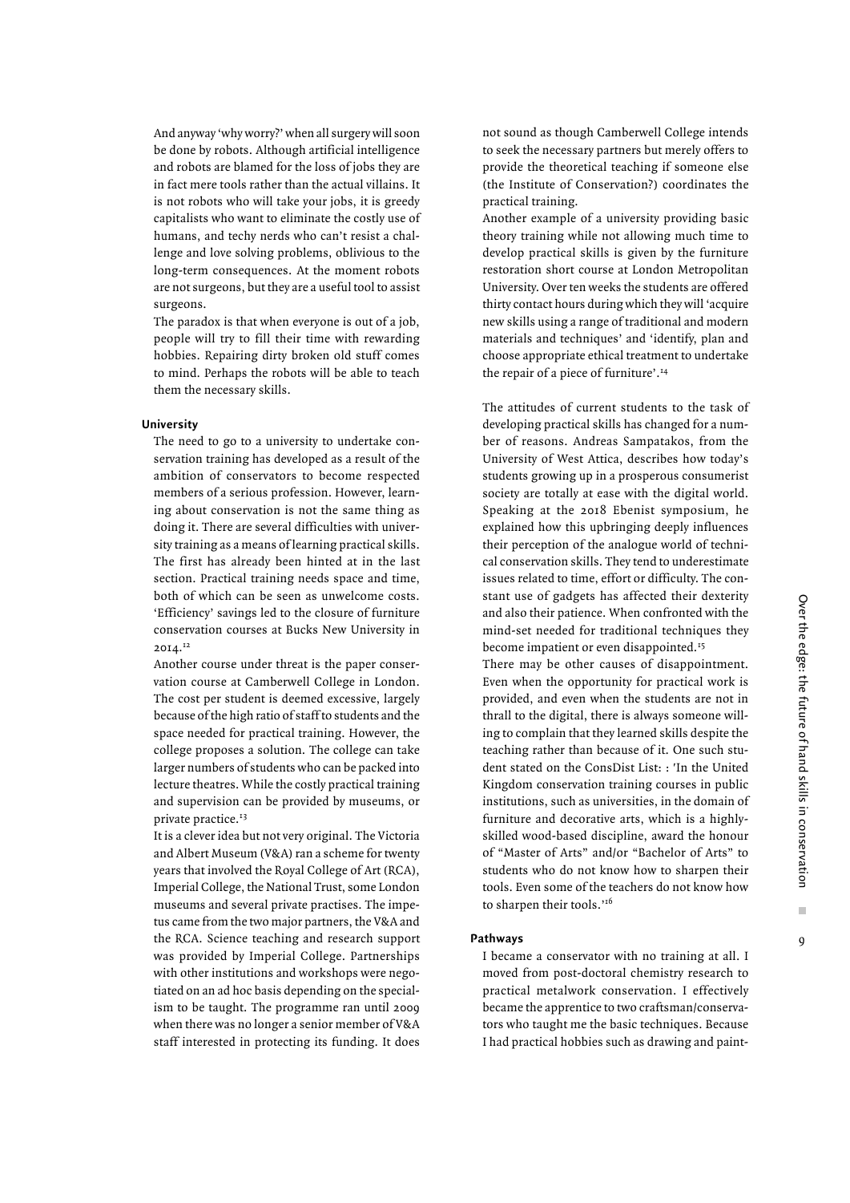And anyway 'why worry?' when all surgery will soon be done by robots. Although artificial intelligence and robots are blamed for the loss of jobs they are in fact mere tools rather than the actual villains. It is not robots who will take your jobs, it is greedy capitalists who want to eliminate the costly use of humans, and techy nerds who can't resist a challenge and love solving problems, oblivious to the long-term consequences. At the moment robots are not surgeons, but they are a useful tool to assist surgeons.

The paradox is that when everyone is out of a job, people will try to fill their time with rewarding hobbies. Repairing dirty broken old stuff comes to mind. Perhaps the robots will be able to teach them the necessary skills.

#### University

The need to go to a university to undertake conservation training has developed as a result of the ambition of conservators to become respected members of a serious profession. However, learning about conservation is not the same thing as doing it. There are several difficulties with university training as a means of learning practical skills. The first has already been hinted at in the last section. Practical training needs space and time, both of which can be seen as unwelcome costs. 'Efficiency' savings led to the closure of furniture conservation courses at Bucks New University in 2014.[12]

Another course under threat is the paper conservation course at Camberwell College in London. The cost per student is deemed excessive, largely because of the high ratio of staff to students and the space needed for practical training. However, the college proposes a solution. The college can take larger numbers of students who can be packed into lecture theatres. While the costly practical training and supervision can be provided by museums, or private practice.[13]

It is a clever idea but not very original. The Victoria and Albert Museum (V&A) ran a scheme for twenty years that involved the Royal College of Art (RCA), Imperial College, the National Trust, some London museums and several private practises. The impetus came from the two major partners, the V&A and the RCA. Science teaching and research support was provided by Imperial College. Partnerships with other institutions and workshops were negotiated on an ad hoc basis depending on the specialism to be taught. The programme ran until 2009 when there was no longer a senior member of V&A staff interested in protecting its funding. It does not sound as though Camberwell College intends to seek the necessary partners but merely offers to provide the theoretical teaching if someone else (the Institute of Conservation?) coordinates the practical training.

Another example of a university providing basic theory training while not allowing much time to develop practical skills is given by the furniture restoration short course at London Metropolitan University. Over ten weeks the students are offered thirty contact hours during which they will 'acquire new skills using a range of traditional and modern materials and techniques' and 'identify, plan and choose appropriate ethical treatment to undertake the repair of a piece of furniture'.[14]

The attitudes of current students to the task of developing practical skills has changed for a number of reasons. Andreas Sampatakos, from the University of West Attica, describes how today's students growing up in a prosperous consumerist society are totally at ease with the digital world. Speaking at the 2018 Ebenist symposium, he explained how this upbringing deeply influences their perception of the analogue world of technical conservation skills. They tend to underestimate issues related to time, effort or difficulty. The constant use of gadgets has affected their dexterity and also their patience. When confronted with the mind-set needed for traditional techniques they become impatient or even disappointed.[15]

There may be other causes of disappointment. Even when the opportunity for practical work is provided, and even when the students are not in thrall to the digital, there is always someone willing to complain that they learned skills despite the teaching rather than because of it. One such student stated on the ConsDist List: : 'In the United Kingdom conservation training courses in public institutions, such as universities, in the domain of furniture and decorative arts, which is a highly-skilled wood-based discipline, award the honour of "Master of Arts" and/or "Bachelor of Arts" to students who do not know how to sharpen their tools. Even some of the teachers do not know how to sharpen their tools.'[16]

#### Pathways

I became a conservator with no training at all. I moved from post-doctoral chemistry research to practical metalwork conservation. I effectively became the apprentice to two craftsman/conservators who taught me the basic techniques. Because I had practical hobbies such as drawing and paint-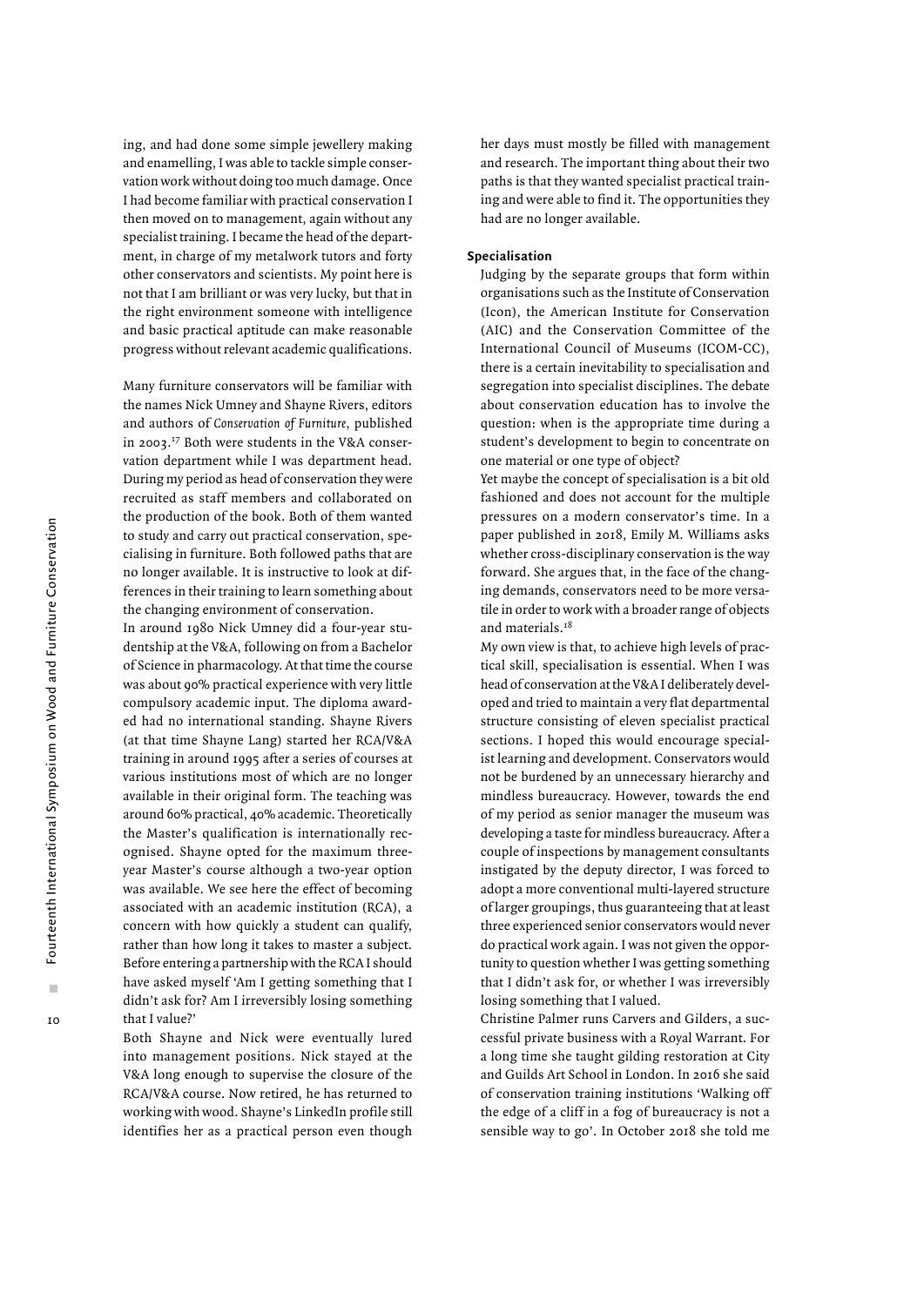ing, and had done some simple jewellery making and enamelling, I was able to tackle simple conservation work without doing too much damage. Once I had become familiar with practical conservation I then moved on to management, again without any specialist training. I became the head of the department, in charge of my metalwork tutors and forty other conservators and scientists. My point here is not that I am brilliant or was very lucky, but that in the right environment someone with intelligence and basic practical aptitude can make reasonable progress without relevant academic qualifications.

Many furniture conservators will be familiar with the names Nick Umney and Shayne Rivers, editors and authors of *Conservation of Furniture*, published in 2003.[17] Both were students in the V&A conservation department while I was department head. During my period as head of conservation they were recruited as staff members and collaborated on the production of the book. Both of them wanted to study and carry out practical conservation, specialising in furniture. Both followed paths that are no longer available. It is instructive to look at differences in their training to learn something about the changing environment of conservation.

In around 1980 Nick Umney did a four-year studentship at the V&A, following on from a Bachelor of Science in pharmacology. At that time the course was about 90% practical experience with very little compulsory academic input. The diploma awarded had no international standing. Shayne Rivers (at that time Shayne Lang) started her RCA/V&A training in around 1995 after a series of courses at various institutions most of which are no longer available in their original form. The teaching was around 60% practical, 40% academic. Theoretically the Master's qualification is internationally recognised. Shayne opted for the maximum three-year Master's course although a two-year option was available. We see here the effect of becoming associated with an academic institution (RCA), a concern with how quickly a student can qualify, rather than how long it takes to master a subject. Before entering a partnership with the RCA I should have asked myself 'Am I getting something that I didn't ask for? Am I irreversibly losing something that I value?'

Both Shayne and Nick were eventually lured into management positions. Nick stayed at the V&A long enough to supervise the closure of the RCA/V&A course. Now retired, he has returned to working with wood. Shayne's LinkedIn profile still identifies her as a practical person even though her days must mostly be filled with management and research. The important thing about their two paths is that they wanted specialist practical training and were able to find it. The opportunities they had are no longer available.

### Specialisation

Judging by the separate groups that form within organisations such as the Institute of Conservation (Icon), the American Institute for Conservation (AIC) and the Conservation Committee of the International Council of Museums (ICOM-CC), there is a certain inevitability to specialisation and segregation into specialist disciplines. The debate about conservation education has to involve the question: when is the appropriate time during a student's development to begin to concentrate on one material or one type of object?

Yet maybe the concept of specialisation is a bit old fashioned and does not account for the multiple pressures on a modern conservator's time. In a paper published in 2018, Emily M. Williams asks whether cross-disciplinary conservation is the way forward. She argues that, in the face of the changing demands, conservators need to be more versatile in order to work with a broader range of objects and materials.[18]

My own view is that, to achieve high levels of practical skill, specialisation is essential. When I was head of conservation at the V&A I deliberately developed and tried to maintain a very flat departmental structure consisting of eleven specialist practical sections. I hoped this would encourage specialist learning and development. Conservators would not be burdened by an unnecessary hierarchy and mindless bureaucracy. However, towards the end of my period as senior manager the museum was developing a taste for mindless bureaucracy. After a couple of inspections by management consultants instigated by the deputy director, I was forced to adopt a more conventional multi-layered structure of larger groupings, thus guaranteeing that at least three experienced senior conservators would never do practical work again. I was not given the opportunity to question whether I was getting something that I didn't ask for, or whether I was irreversibly losing something that I valued.

Christine Palmer runs Carvers and Gilders, a successful private business with a Royal Warrant. For a long time she taught gilding restoration at City and Guilds Art School in London. In 2016 she said of conservation training institutions 'Walking off the edge of a cliff in a fog of bureaucracy is not a sensible way to go'. In October 2018 she told me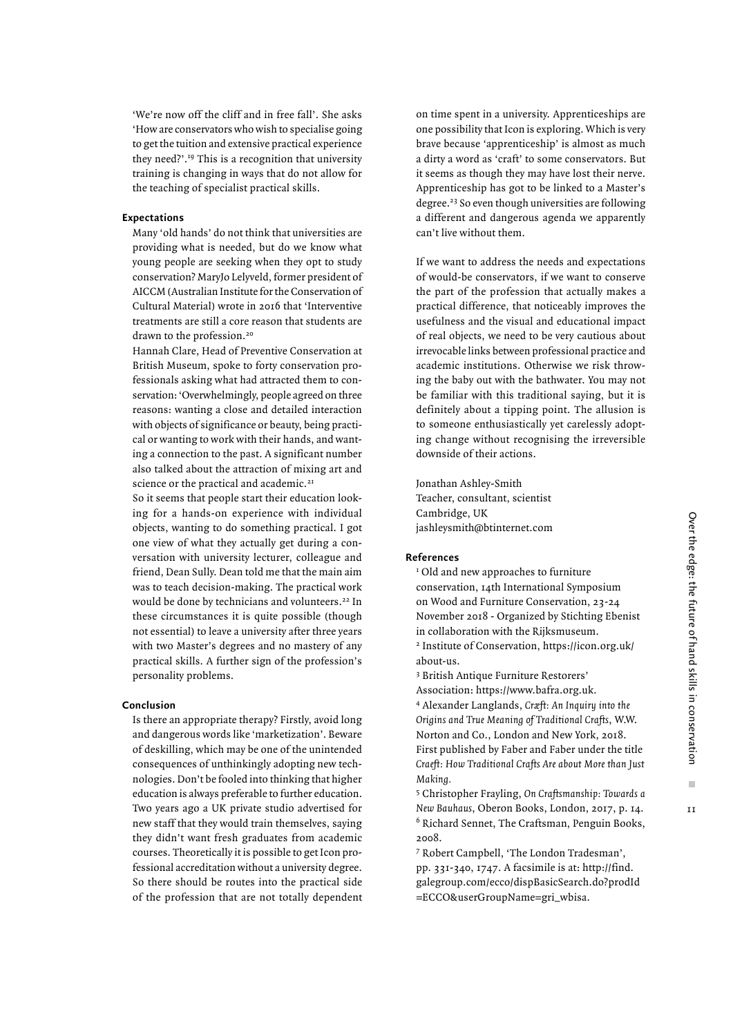'We're now off the cliff and in free fall'. She asks 'How are conservators who wish to specialise going to get the tuition and extensive practical experience they need?'.[19] This is a recognition that university training is changing in ways that do not allow for the teaching of specialist practical skills.

## Expectations

Many 'old hands' do not think that universities are providing what is needed, but do we know what young people are seeking when they opt to study conservation? MaryJo Lelyveld, former president of AICCM (Australian Institute for the Conservation of Cultural Material) wrote in 2016 that 'Interventive treatments are still a core reason that students are drawn to the profession.[20]

Hannah Clare, Head of Preventive Conservation at British Museum, spoke to forty conservation professionals asking what had attracted them to conservation: 'Overwhelmingly, people agreed on three reasons: wanting a close and detailed interaction with objects of significance or beauty, being practical or wanting to work with their hands, and wanting a connection to the past. A significant number also talked about the attraction of mixing art and science or the practical and academic.[21]

So it seems that people start their education looking for a hands-on experience with individual objects, wanting to do something practical. I got one view of what they actually get during a conversation with university lecturer, colleague and friend, Dean Sully. Dean told me that the main aim was to teach decision-making. The practical work would be done by technicians and volunteers.[22] In these circumstances it is quite possible (though not essential) to leave a university after three years with two Master's degrees and no mastery of any practical skills. A further sign of the profession's personality problems.

## Conclusion

Is there an appropriate therapy? Firstly, avoid long and dangerous words like 'marketization'. Beware of deskilling, which may be one of the unintended consequences of unthinkingly adopting new technologies. Don't be fooled into thinking that higher education is always preferable to further education. Two years ago a UK private studio advertised for new staff that they would train themselves, saying they didn't want fresh graduates from academic courses. Theoretically it is possible to get Icon professional accreditation without a university degree. So there should be routes into the practical side of the profession that are not totally dependent on time spent in a university. Apprenticeships are one possibility that Icon is exploring. Which is very brave because 'apprenticeship' is almost as much a dirty a word as 'craft' to some conservators. But it seems as though they may have lost their nerve. Apprenticeship has got to be linked to a Master's degree.[23] So even though universities are following a different and dangerous agenda we apparently can't live without them.

If we want to address the needs and expectations of would-be conservators, if we want to conserve the part of the profession that actually makes a practical difference, that noticeably improves the usefulness and the visual and educational impact of real objects, we need to be very cautious about irrevocable links between professional practice and academic institutions. Otherwise we risk throwing the baby out with the bathwater. You may not be familiar with this traditional saying, but it is definitely about a tipping point. The allusion is to someone enthusiastically yet carelessly adopting change without recognising the irreversible downside of their actions.

Jonathan Ashley-Smith
Teacher, consultant, scientist
Cambridge, UK
jashleysmith@btinternet.com

## References

[1] Old and new approaches to furniture conservation, 14th International Symposium on Wood and Furniture Conservation, 23-24 November 2018 - Organized by Stichting Ebenist in collaboration with the Rijksmuseum.

[2] Institute of Conservation, https://icon.org.uk/about-us.

[3] British Antique Furniture Restorers' Association: https://www.bafra.org.uk.

[4] Alexander Langlands, *Cræft: An Inquiry into the Origins and True Meaning of Traditional Crafts*, W.W. Norton and Co., London and New York, 2018. First published by Faber and Faber under the title *Craeft: How Traditional Crafts Are about More than Just Making.*

[5] Christopher Frayling, *On Craftsmanship: Towards a New Bauhaus*, Oberon Books, London, 2017, p. 14.

[6] Richard Sennet, The Craftsman, Penguin Books, 2008.

[7] Robert Campbell, 'The London Tradesman', pp. 331-340, 1747. A facsimile is at: http://find.galegroup.com/ecco/dispBasicSearch.do?prodId=ECCO&userGroupName=gri_wbisa.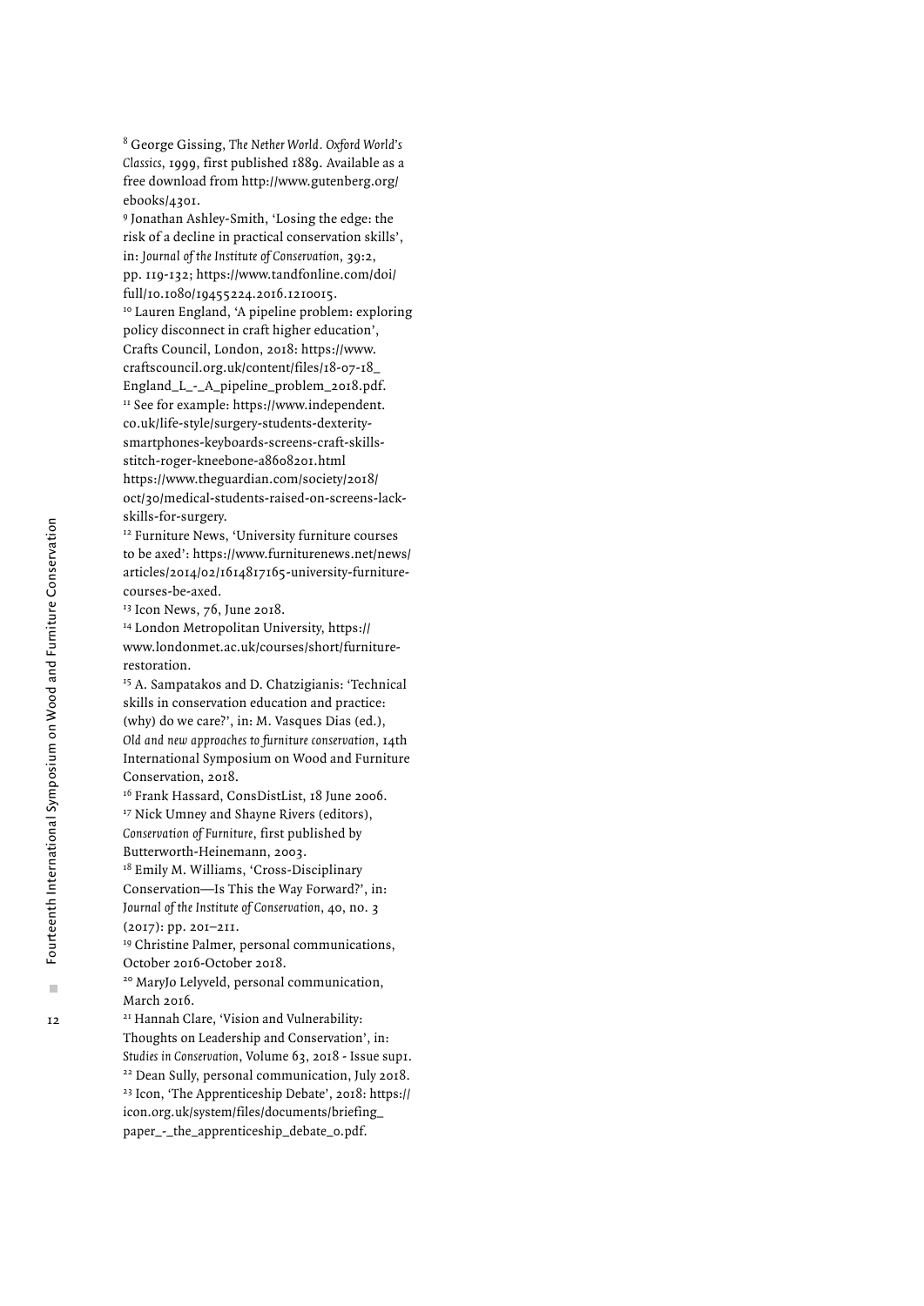[8] George Gissing, *The Nether World. Oxford World's Classics*, 1999, first published 1889. Available as a free download from http://www.gutenberg.org/ebooks/4301.

[9] Jonathan Ashley-Smith, 'Losing the edge: the risk of a decline in practical conservation skills', in: *Journal of the Institute of Conservation*, 39:2, pp. 119-132; https://www.tandfonline.com/doi/full/10.1080/19455224.2016.1210015.

[10] Lauren England, 'A pipeline problem: exploring policy disconnect in craft higher education', Crafts Council, London, 2018: https://www.craftscouncil.org.uk/content/files/18-07-18_England_L_-_A_pipeline_problem_2018.pdf.

[11] See for example: https://www.independent.co.uk/life-style/surgery-students-dexterity-smartphones-keyboards-screens-craft-skills-stitch-roger-kneebone-a8608201.html https://www.theguardian.com/society/2018/oct/30/medical-students-raised-on-screens-lack-skills-for-surgery.

[12] Furniture News, 'University furniture courses to be axed': https://www.furniturenews.net/news/articles/2014/02/1614817165-university-furniture-courses-be-axed.

[13] Icon News, 76, June 2018.

[14] London Metropolitan University, https://www.londonmet.ac.uk/courses/short/furniture-restoration.

[15] A. Sampatakos and D. Chatzigianis: 'Technical skills in conservation education and practice: (why) do we care?', in: M. Vasques Dias (ed.), *Old and new approaches to furniture conservation*, 14th International Symposium on Wood and Furniture Conservation, 2018.

[16] Frank Hassard, ConsDistList, 18 June 2006.

[17] Nick Umney and Shayne Rivers (editors), *Conservation of Furniture*, first published by Butterworth-Heinemann, 2003.

[18] Emily M. Williams, 'Cross-Disciplinary Conservation—Is This the Way Forward?', in: *Journal of the Institute of Conservation*, 40, no. 3 (2017): pp. 201–211.

[19] Christine Palmer, personal communications, October 2016-October 2018.

[20] MaryJo Lelyveld, personal communication, March 2016.

[21] Hannah Clare, 'Vision and Vulnerability: Thoughts on Leadership and Conservation', in: *Studies in Conservation*, Volume 63, 2018 - Issue sup1.

[22] Dean Sully, personal communication, July 2018.

[23] Icon, 'The Apprenticeship Debate', 2018: https://icon.org.uk/system/files/documents/briefing_paper_-_the_apprenticeship_debate_0.pdf.